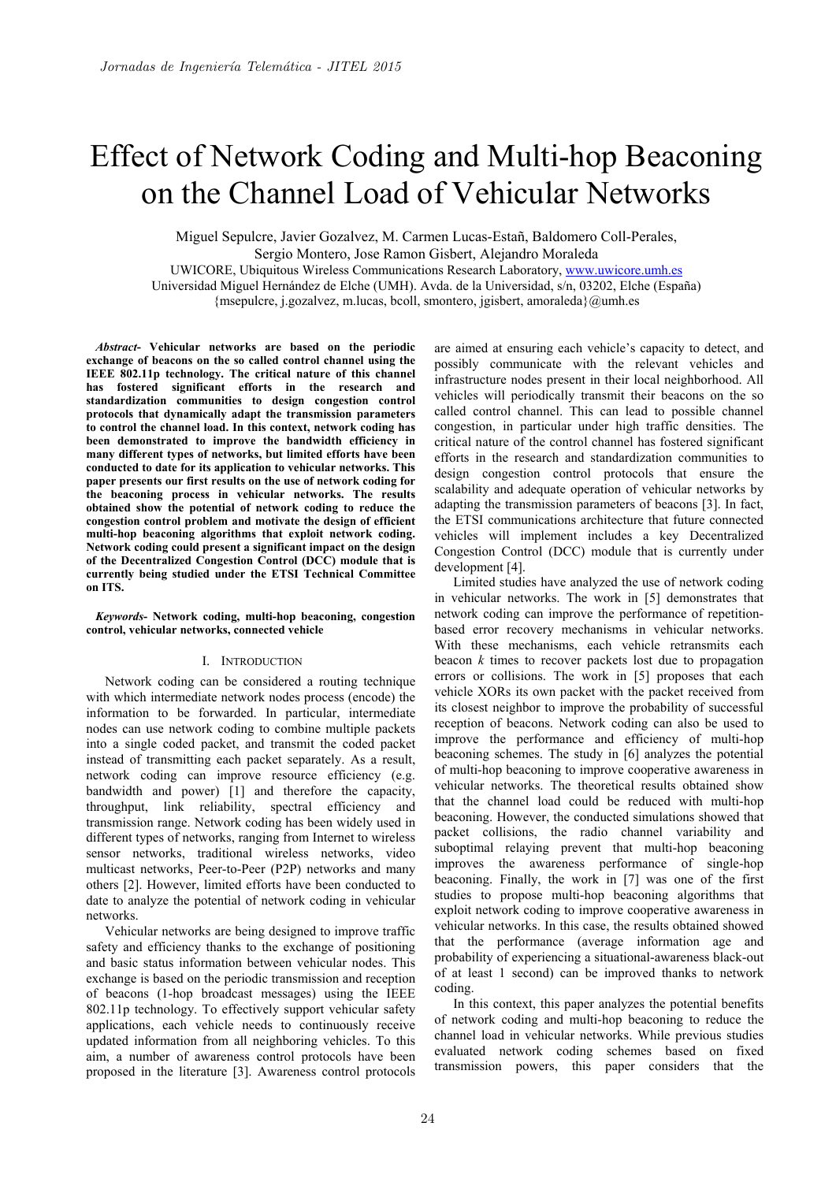# Effect of Network Coding and Multi-hop Beaconing on the Channel Load of Vehicular Networks

Miguel Sepulcre, Javier Gozalvez, M. Carmen Lucas-Estañ, Baldomero Coll-Perales, Sergio Montero, Jose Ramon Gisbert, Alejandro Moraleda

UWICORE, Ubiquitous Wireless Communications Research Laboratory, www.uwicore.umh.es

Universidad Miguel Hernández de Elche (UMH). Avda. de la Universidad, s/n, 03202, Elche (España)

{msepulcre, j.gozalvez, m.lucas, bcoll, smontero, jgisbert, amoraleda}@umh.es

***Abstract*- Vehicular networks are based on the periodic exchange of beacons on the so called control channel using the IEEE 802.11p technology. The critical nature of this channel has fostered significant efforts in the research and standardization communities to design congestion control protocols that dynamically adapt the transmission parameters to control the channel load. In this context, network coding has been demonstrated to improve the bandwidth efficiency in many different types of networks, but limited efforts have been conducted to date for its application to vehicular networks. This paper presents our first results on the use of network coding for the beaconing process in vehicular networks. The results obtained show the potential of network coding to reduce the congestion control problem and motivate the design of efficient multi-hop beaconing algorithms that exploit network coding. Network coding could present a significant impact on the design of the Decentralized Congestion Control (DCC) module that is currently being studied under the ETSI Technical Committee on ITS.**

***Keywords*- Network coding, multi-hop beaconing, congestion control, vehicular networks, connected vehicle**

## I. Introduction

Network coding can be considered a routing technique with which intermediate network nodes process (encode) the information to be forwarded. In particular, intermediate nodes can use network coding to combine multiple packets into a single coded packet, and transmit the coded packet instead of transmitting each packet separately. As a result, network coding can improve resource efficiency (e.g. bandwidth and power) [1] and therefore the capacity, throughput, link reliability, spectral efficiency and transmission range. Network coding has been widely used in different types of networks, ranging from Internet to wireless sensor networks, traditional wireless networks, video multicast networks, Peer-to-Peer (P2P) networks and many others [2]. However, limited efforts have been conducted to date to analyze the potential of network coding in vehicular networks.

Vehicular networks are being designed to improve traffic safety and efficiency thanks to the exchange of positioning and basic status information between vehicular nodes. This exchange is based on the periodic transmission and reception of beacons (1-hop broadcast messages) using the IEEE 802.11p technology. To effectively support vehicular safety applications, each vehicle needs to continuously receive updated information from all neighboring vehicles. To this aim, a number of awareness control protocols have been proposed in the literature [3]. Awareness control protocols are aimed at ensuring each vehicle's capacity to detect, and possibly communicate with the relevant vehicles and infrastructure nodes present in their local neighborhood. All vehicles will periodically transmit their beacons on the so called control channel. This can lead to possible channel congestion, in particular under high traffic densities. The critical nature of the control channel has fostered significant efforts in the research and standardization communities to design congestion control protocols that ensure the scalability and adequate operation of vehicular networks by adapting the transmission parameters of beacons [3]. In fact, the ETSI communications architecture that future connected vehicles will implement includes a key Decentralized Congestion Control (DCC) module that is currently under development [4].

Limited studies have analyzed the use of network coding in vehicular networks. The work in [5] demonstrates that network coding can improve the performance of repetition-based error recovery mechanisms in vehicular networks. With these mechanisms, each vehicle retransmits each beacon $k$ times to recover packets lost due to propagation errors or collisions. The work in [5] proposes that each vehicle XORs its own packet with the packet received from its closest neighbor to improve the probability of successful reception of beacons. Network coding can also be used to improve the performance and efficiency of multi-hop beaconing schemes. The study in [6] analyzes the potential of multi-hop beaconing to improve cooperative awareness in vehicular networks. The theoretical results obtained show that the channel load could be reduced with multi-hop beaconing. However, the conducted simulations showed that packet collisions, the radio channel variability and suboptimal relaying prevent that multi-hop beaconing improves the awareness performance of single-hop beaconing. Finally, the work in [7] was one of the first studies to propose multi-hop beaconing algorithms that exploit network coding to improve cooperative awareness in vehicular networks. In this case, the results obtained showed that the performance (average information age and probability of experiencing a situational-awareness black-out of at least 1 second) can be improved thanks to network coding.

In this context, this paper analyzes the potential benefits of network coding and multi-hop beaconing to reduce the channel load in vehicular networks. While previous studies evaluated network coding schemes based on fixed transmission powers, this paper considers that the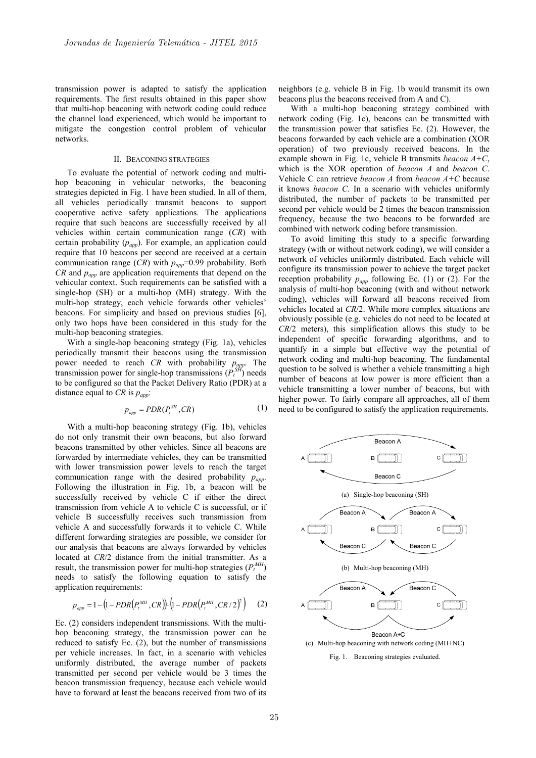transmission power is adapted to satisfy the application requirements. The first results obtained in this paper show that multi-hop beaconing with network coding could reduce the channel load experienced, which would be important to mitigate the congestion control problem of vehicular networks.

## II. Beaconing strategies

To evaluate the potential of network coding and multi-hop beaconing in vehicular networks, the beaconing strategies depicted in Fig. 1 have been studied. In all of them, all vehicles periodically transmit beacons to support cooperative active safety applications. The applications require that such beacons are successfully received by all vehicles within certain communication range (*CR*) with certain probability ($p_{app}$). For example, an application could require that 10 beacons per second are received at a certain communication range (*CR*) with $p_{app}$=0.99 probability. Both *CR* and $p_{app}$ are application requirements that depend on the vehicular context. Such requirements can be satisfied with a single-hop (SH) or a multi-hop (MH) strategy. With the multi-hop strategy, each vehicle forwards other vehicles' beacons. For simplicity and based on previous studies [6], only two hops have been considered in this study for the multi-hop beaconing strategies.

With a single-hop beaconing strategy (Fig. 1a), vehicles periodically transmit their beacons using the transmission power needed to reach *CR* with probability $p_{app}$. The transmission power for single-hop transmissions ($P_t^{SH}$) needs to be configured so that the Packet Delivery Ratio (PDR) at a distance equal to *CR* is $p_{app}$:

$$p_{app} = PDR(P_t^{SH}, CR) \tag{1}$$

With a multi-hop beaconing strategy (Fig. 1b), vehicles do not only transmit their own beacons, but also forward beacons transmitted by other vehicles. Since all beacons are forwarded by intermediate vehicles, they can be transmitted with lower transmission power levels to reach the target communication range with the desired probability $p_{app}$. Following the illustration in Fig. 1b, a beacon will be successfully received by vehicle C if either the direct transmission from vehicle A to vehicle C is successful, or if vehicle B successfully receives such transmission from vehicle A and successfully forwards it to vehicle C. While different forwarding strategies are possible, we consider for our analysis that beacons are always forwarded by vehicles located at *CR*/2 distance from the initial transmitter. As a result, the transmission power for multi-hop strategies ($P_t^{MH}$) needs to satisfy the following equation to satisfy the application requirements:

$$p_{app} = 1 - \left(1 - PDR\left(P_t^{MH}, CR\right)\right) \cdot \left(1 - PDR\left(P_t^{MH}, CR/2\right)^2\right) \tag{2}$$

Ec. (2) considers independent transmissions. With the multi-hop beaconing strategy, the transmission power can be reduced to satisfy Ec. (2), but the number of transmissions per vehicle increases. In fact, in a scenario with vehicles uniformly distributed, the average number of packets transmitted per second per vehicle would be 3 times the beacon transmission frequency, because each vehicle would have to forward at least the beacons received from two of its neighbors (e.g. vehicle B in Fig. 1b would transmit its own beacons plus the beacons received from A and C).

With a multi-hop beaconing strategy combined with network coding (Fig. 1c), beacons can be transmitted with the transmission power that satisfies Ec. (2). However, the beacons forwarded by each vehicle are a combination (XOR operation) of two previously received beacons. In the example shown in Fig. 1c, vehicle B transmits *beacon A+C*, which is the XOR operation of *beacon A* and *beacon C*. Vehicle C can retrieve *beacon A* from *beacon A+C* because it knows *beacon C*. In a scenario with vehicles uniformly distributed, the number of packets to be transmitted per second per vehicle would be 2 times the beacon transmission frequency, because the two beacons to be forwarded are combined with network coding before transmission.

To avoid limiting this study to a specific forwarding strategy (with or without network coding), we will consider a network of vehicles uniformly distributed. Each vehicle will configure its transmission power to achieve the target packet reception probability $p_{app}$ following Ec. (1) or (2). For the analysis of multi-hop beaconing (with and without network coding), vehicles will forward all beacons received from vehicles located at *CR*/2. While more complex situations are obviously possible (e.g. vehicles do not need to be located at *CR*/2 meters), this simplification allows this study to be independent of specific forwarding algorithms, and to quantify in a simple but effective way the potential of network coding and multi-hop beaconing. The fundamental question to be solved is whether a vehicle transmitting a high number of beacons at low power is more efficient than a vehicle transmitting a lower number of beacons, but with higher power. To fairly compare all approaches, all of them need to be configured to satisfy the application requirements.

(a) Single-hop beaconing (SH)

(b) Multi-hop beaconing (MH)

(c) Multi-hop beaconing with network coding (MH+NC)

Fig. 1. Beaconing strategies evaluated.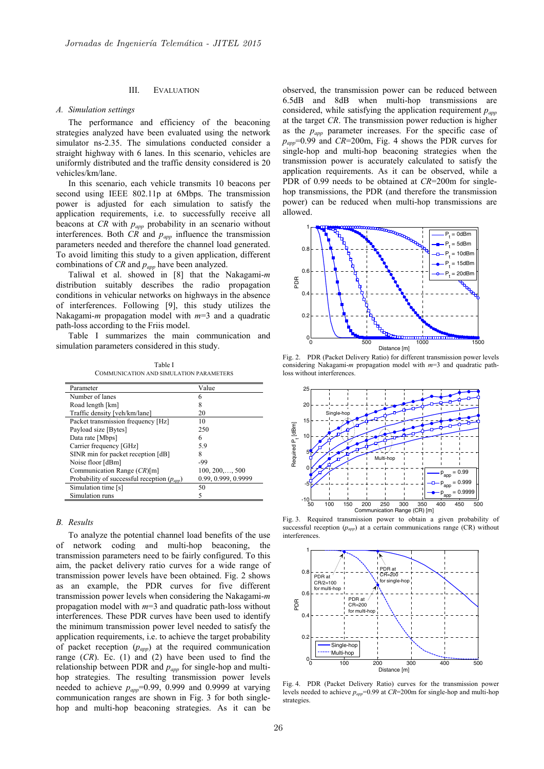## III. Evaluation

### A. Simulation settings

The performance and efficiency of the beaconing strategies analyzed have been evaluated using the network simulator ns-2.35. The simulations conducted consider a straight highway with 6 lanes. In this scenario, vehicles are uniformly distributed and the traffic density considered is 20 vehicles/km/lane.

In this scenario, each vehicle transmits 10 beacons per second using IEEE 802.11p at 6Mbps. The transmission power is adjusted for each simulation to satisfy the application requirements, i.e. to successfully receive all beacons at *CR* with $p_{app}$ probability in an scenario without interferences. Both *CR* and $p_{app}$ influence the transmission parameters needed and therefore the channel load generated. To avoid limiting this study to a given application, different combinations of *CR* and $p_{app}$ have been analyzed.

Taliwal et al. showed in [8] that the Nakagami-*m* distribution suitably describes the radio propagation conditions in vehicular networks on highways in the absence of interferences. Following [9], this study utilizes the Nakagami-*m* propagation model with *m*=3 and a quadratic path-loss according to the Friis model.

Table I summarizes the main communication and simulation parameters considered in this study.

Table I
Communication and simulation parameters

| Parameter | Value |
|---|---|
| Number of lanes | 6 |
| Road length [km] | 8 |
| Traffic density [veh/km/lane] | 20 |
| Packet transmission frequency [Hz] | 10 |
| Payload size [Bytes] | 250 |
| Data rate [Mbps] | 6 |
| Carrier frequency [GHz] | 5.9 |
| SINR min for packet reception [dB] | 8 |
| Noise floor [dBm] | -99 |
| Communication Range (*CR*)[m] | 100, 200,…, 500 |
| Probability of successful reception ($p_{app}$) | 0.99, 0.999, 0.9999 |
| Simulation time [s] | 50 |
| Simulation runs | 5 |

### B. Results

To analyze the potential channel load benefits of the use of network coding and multi-hop beaconing, the transmission parameters need to be fairly configured. To this aim, the packet delivery ratio curves for a wide range of transmission power levels have been obtained. Fig. 2 shows as an example, the PDR curves for five different transmission power levels when considering the Nakagami-*m* propagation model with *m*=3 and quadratic path-loss without interferences. These PDR curves have been used to identify the minimum transmission power level needed to satisfy the application requirements, i.e. to achieve the target probability of packet reception ($p_{app}$) at the required communication range (*CR*). Ec. (1) and (2) have been used to find the relationship between PDR and $p_{app}$ for single-hop and multi-hop strategies. The resulting transmission power levels needed to achieve $p_{app}$=0.99, 0.999 and 0.9999 at varying communication ranges are shown in Fig. 3 for both single-hop and multi-hop beaconing strategies. As it can be observed, the transmission power can be reduced between 6.5dB and 8dB when multi-hop transmissions are considered, while satisfying the application requirement $p_{app}$ at the target *CR*. The transmission power reduction is higher as the $p_{app}$ parameter increases. For the specific case of $p_{app}$=0.99 and *CR*=200m, Fig. 4 shows the PDR curves for single-hop and multi-hop beaconing strategies when the transmission power is accurately calculated to satisfy the application requirements. As it can be observed, while a PDR of 0.99 needs to be obtained at *CR*=200m for single-hop transmissions, the PDR (and therefore the transmission power) can be reduced when multi-hop transmissions are allowed.

Fig. 2. PDR (Packet Delivery Ratio) for different transmission power levels considering Nakagami-*m* propagation model with *m*=3 and quadratic path-loss without interferences.

Fig. 3. Required transmission power to obtain a given probability of successful reception ($p_{app}$) at a certain communications range (CR) without interferences.

Fig. 4. PDR (Packet Delivery Ratio) curves for the transmission power levels needed to achieve $p_{app}$=0.99 at *CR*=200m for single-hop and multi-hop strategies.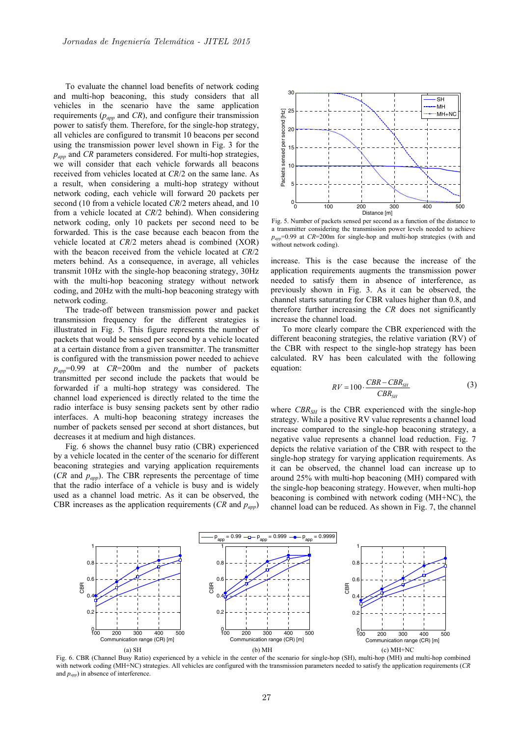To evaluate the channel load benefits of network coding and multi-hop beaconing, this study considers that all vehicles in the scenario have the same application requirements ($p_{app}$ and $CR$), and configure their transmission power to satisfy them. Therefore, for the single-hop strategy, all vehicles are configured to transmit 10 beacons per second using the transmission power level shown in Fig. 3 for the $p_{app}$ and $CR$ parameters considered. For multi-hop strategies, we will consider that each vehicle forwards all beacons received from vehicles located at $CR/2$ on the same lane. As a result, when considering a multi-hop strategy without network coding, each vehicle will forward 20 packets per second (10 from a vehicle located $CR/2$ meters ahead, and 10 from a vehicle located at $CR/2$ behind). When considering network coding, only 10 packets per second need to be forwarded. This is the case because each beacon from the vehicle located at $CR/2$ meters ahead is combined (XOR) with the beacon received from the vehicle located at $CR/2$ meters behind. As a consequence, in average, all vehicles transmit 10Hz with the single-hop beaconing strategy, 30Hz with the multi-hop beaconing strategy without network coding, and 20Hz with the multi-hop beaconing strategy with network coding.

The trade-off between transmission power and packet transmission frequency for the different strategies is illustrated in Fig. 5. This figure represents the number of packets that would be sensed per second by a vehicle located at a certain distance from a given transmitter. The transmitter is configured with the transmission power needed to achieve $p_{app}$=0.99 at $CR$=200m and the number of packets transmitted per second include the packets that would be forwarded if a multi-hop strategy was considered. The channel load experienced is directly related to the time the radio interface is busy sensing packets sent by other radio interfaces. A multi-hop beaconing strategy increases the number of packets sensed per second at short distances, but decreases it at medium and high distances.

Fig. 6 shows the channel busy ratio (CBR) experienced by a vehicle located in the center of the scenario for different beaconing strategies and varying application requirements ($CR$ and $p_{app}$). The CBR represents the percentage of time that the radio interface of a vehicle is busy and is widely used as a channel load metric. As it can be observed, the CBR increases as the application requirements ($CR$ and $p_{app}$) increase. This is the case because the increase of the application requirements augments the transmission power needed to satisfy them in absence of interference, as previously shown in Fig. 3. As it can be observed, the channel starts saturating for CBR values higher than 0.8, and therefore further increasing the $CR$ does not significantly increase the channel load.

Fig. 5. Number of packets sensed per second as a function of the distance to a transmitter considering the transmission power levels needed to achieve $p_{app}$=0.99 at $CR$=200m for single-hop and multi-hop strategies (with and without network coding).

To more clearly compare the CBR experienced with the different beaconing strategies, the relative variation (RV) of the CBR with respect to the single-hop strategy has been calculated. RV has been calculated with the following equation:

$$RV = 100 \cdot \frac{CBR - CBR_{SH}}{CBR_{SH}} \tag{3}$$

where $CBR_{SH}$ is the CBR experienced with the single-hop strategy. While a positive RV value represents a channel load increase compared to the single-hop beaconing strategy, a negative value represents a channel load reduction. Fig. 7 depicts the relative variation of the CBR with respect to the single-hop strategy for varying application requirements. As it can be observed, the channel load can increase up to around 25% with multi-hop beaconing (MH) compared with the single-hop beaconing strategy. However, when multi-hop beaconing is combined with network coding (MH+NC), the channel load can be reduced. As shown in Fig. 7, the channel

(a) SH (b) MH (c) MH+NC

Fig. 6. CBR (Channel Busy Ratio) experienced by a vehicle in the center of the scenario for single-hop (SH), multi-hop (MH) and multi-hop combined with network coding (MH+NC) strategies. All vehicles are configured with the transmission parameters needed to satisfy the application requirements ($CR$ and $p_{app}$) in absence of interference.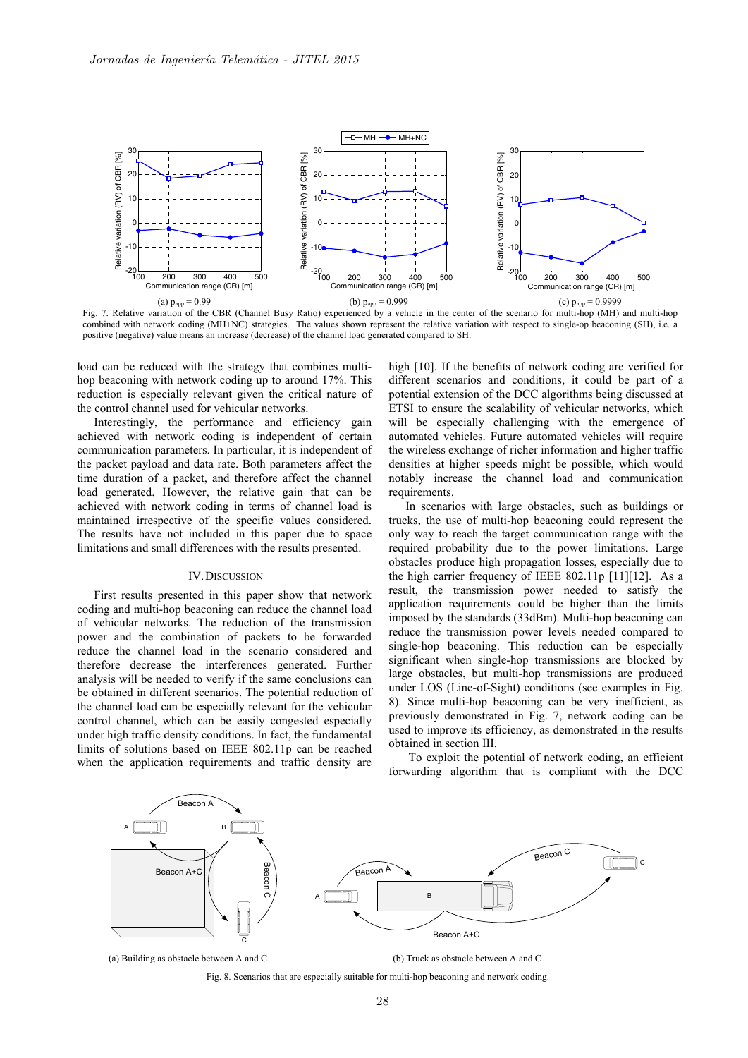(a) $p_{app}$ = 0.99 (b) $p_{app}$ = 0.999 (c) $p_{app}$ = 0.9999

Fig. 7. Relative variation of the CBR (Channel Busy Ratio) experienced by a vehicle in the center of the scenario for multi-hop (MH) and multi-hop combined with network coding (MH+NC) strategies. The values shown represent the relative variation with respect to single-op beaconing (SH), i.e. a positive (negative) value means an increase (decrease) of the channel load generated compared to SH.

load can be reduced with the strategy that combines multi-hop beaconing with network coding up to around 17%. This reduction is especially relevant given the critical nature of the control channel used for vehicular networks.

Interestingly, the performance and efficiency gain achieved with network coding is independent of certain communication parameters. In particular, it is independent of the packet payload and data rate. Both parameters affect the time duration of a packet, and therefore affect the channel load generated. However, the relative gain that can be achieved with network coding in terms of channel load is maintained irrespective of the specific values considered. The results have not included in this paper due to space limitations and small differences with the results presented.

## IV. Discussion

First results presented in this paper show that network coding and multi-hop beaconing can reduce the channel load of vehicular networks. The reduction of the transmission power and the combination of packets to be forwarded reduce the channel load in the scenario considered and therefore decrease the interferences generated. Further analysis will be needed to verify if the same conclusions can be obtained in different scenarios. The potential reduction of the channel load can be especially relevant for the vehicular control channel, which can be easily congested especially under high traffic density conditions. In fact, the fundamental limits of solutions based on IEEE 802.11p can be reached when the application requirements and traffic density are high [10]. If the benefits of network coding are verified for different scenarios and conditions, it could be part of a potential extension of the DCC algorithms being discussed at ETSI to ensure the scalability of vehicular networks, which will be especially challenging with the emergence of automated vehicles. Future automated vehicles will require the wireless exchange of richer information and higher traffic densities at higher speeds might be possible, which would notably increase the channel load and communication requirements.

In scenarios with large obstacles, such as buildings or trucks, the use of multi-hop beaconing could represent the only way to reach the target communication range with the required probability due to the power limitations. Large obstacles produce high propagation losses, especially due to the high carrier frequency of IEEE 802.11p [11][12]. As a result, the transmission power needed to satisfy the application requirements could be higher than the limits imposed by the standards (33dBm). Multi-hop beaconing can reduce the transmission power levels needed compared to single-hop beaconing. This reduction can be especially significant when single-hop transmissions are blocked by large obstacles, but multi-hop transmissions are produced under LOS (Line-of-Sight) conditions (see examples in Fig. 8). Since multi-hop beaconing can be very inefficient, as previously demonstrated in Fig. 7, network coding can be used to improve its efficiency, as demonstrated in the results obtained in section III.

To exploit the potential of network coding, an efficient forwarding algorithm that is compliant with the DCC

(a) Building as obstacle between A and C (b) Truck as obstacle between A and C

Fig. 8. Scenarios that are especially suitable for multi-hop beaconing and network coding.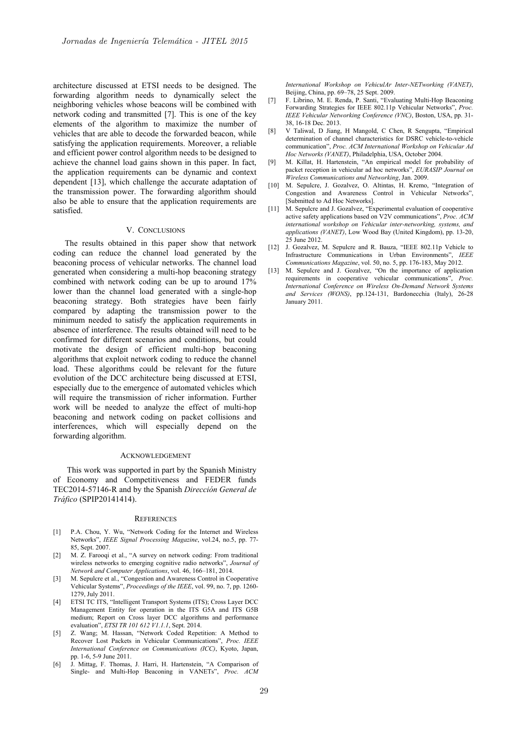architecture discussed at ETSI needs to be designed. The forwarding algorithm needs to dynamically select the neighboring vehicles whose beacons will be combined with network coding and transmitted [7]. This is one of the key elements of the algorithm to maximize the number of vehicles that are able to decode the forwarded beacon, while satisfying the application requirements. Moreover, a reliable and efficient power control algorithm needs to be designed to achieve the channel load gains shown in this paper. In fact, the application requirements can be dynamic and context dependent [13], which challenge the accurate adaptation of the transmission power. The forwarding algorithm should also be able to ensure that the application requirements are satisfied.

## V. Conclusions

The results obtained in this paper show that network coding can reduce the channel load generated by the beaconing process of vehicular networks. The channel load generated when considering a multi-hop beaconing strategy combined with network coding can be up to around 17% lower than the channel load generated with a single-hop beaconing strategy. Both strategies have been fairly compared by adapting the transmission power to the minimum needed to satisfy the application requirements in absence of interference. The results obtained will need to be confirmed for different scenarios and conditions, but could motivate the design of efficient multi-hop beaconing algorithms that exploit network coding to reduce the channel load. These algorithms could be relevant for the future evolution of the DCC architecture being discussed at ETSI, especially due to the emergence of automated vehicles which will require the transmission of richer information. Further work will be needed to analyze the effect of multi-hop beaconing and network coding on packet collisions and interferences, which will especially depend on the forwarding algorithm.

## Acknowledgement

This work was supported in part by the Spanish Ministry of Economy and Competitiveness and FEDER funds TEC2014-57146-R and by the Spanish *Dirección General de Tráfico* (SPIP20141414).

## References

[1] P.A. Chou, Y. Wu, "Network Coding for the Internet and Wireless Networks", *IEEE Signal Processing Magazine*, vol.24, no.5, pp. 77-85, Sept. 2007.

[2] M. Z. Farooqi et al., "A survey on network coding: From traditional wireless networks to emerging cognitive radio networks", *Journal of Network and Computer Applications*, vol. 46, 166–181, 2014.

[3] M. Sepulcre et al., "Congestion and Awareness Control in Cooperative Vehicular Systems", *Proceedings of the IEEE*, vol. 99, no. 7, pp. 1260-1279, July 2011.

[4] ETSI TC ITS, "Intelligent Transport Systems (ITS); Cross Layer DCC Management Entity for operation in the ITS G5A and ITS G5B medium; Report on Cross layer DCC algorithms and performance evaluation", *ETSI TR 101 612 V1.1.1*, Sept. 2014.

[5] Z. Wang; M. Hassan, "Network Coded Repetition: A Method to Recover Lost Packets in Vehicular Communications", *Proc. IEEE International Conference on Communications (ICC)*, Kyoto, Japan, pp. 1-6, 5-9 June 2011.

[6] J. Mittag, F. Thomas, J. Harri, H. Hartenstein, "A Comparison of Single- and Multi-Hop Beaconing in VANETs", *Proc. ACM International Workshop on VehiculAr Inter-NETworking (VANET)*, Beijing, China, pp. 69–78, 25 Sept. 2009.

[7] F. Librino, M. E. Renda, P. Santi, "Evaluating Multi-Hop Beaconing Forwarding Strategies for IEEE 802.11p Vehicular Networks", *Proc. IEEE Vehicular Networking Conference (VNC)*, Boston, USA, pp. 31-38, 16-18 Dec. 2013.

[8] V Taliwal, D Jiang, H Mangold, C Chen, R Sengupta, "Empirical determination of channel characteristics for DSRC vehicle-to-vehicle communication", *Proc. ACM International Workshop on Vehicular Ad Hoc Networks (VANET)*, Philadelphia, USA, October 2004.

[9] M. Killat, H. Hartenstein, "An empirical model for probability of packet reception in vehicular ad hoc networks", *EURASIP Journal on Wireless Communications and Networking*, Jan. 2009.

[10] M. Sepulcre, J. Gozalvez, O. Altintas, H. Kremo, "Integration of Congestion and Awareness Control in Vehicular Networks", [Submitted to Ad Hoc Networks].

[11] M. Sepulcre and J. Gozalvez, "Experimental evaluation of cooperative active safety applications based on V2V communications", *Proc. ACM international workshop on Vehicular inter-networking, systems, and applications (VANET)*, Low Wood Bay (United Kingdom), pp. 13-20, 25 June 2012.

[12] J. Gozalvez, M. Sepulcre and R. Bauza, "IEEE 802.11p Vehicle to Infrastructure Communications in Urban Environments", *IEEE Communications Magazine*, vol. 50, no. 5, pp. 176-183, May 2012.

[13] M. Sepulcre and J. Gozalvez, "On the importance of application requirements in cooperative vehicular communications", *Proc. International Conference on Wireless On-Demand Network Systems and Services (WONS)*, pp.124-131, Bardonecchia (Italy), 26-28 January 2011.